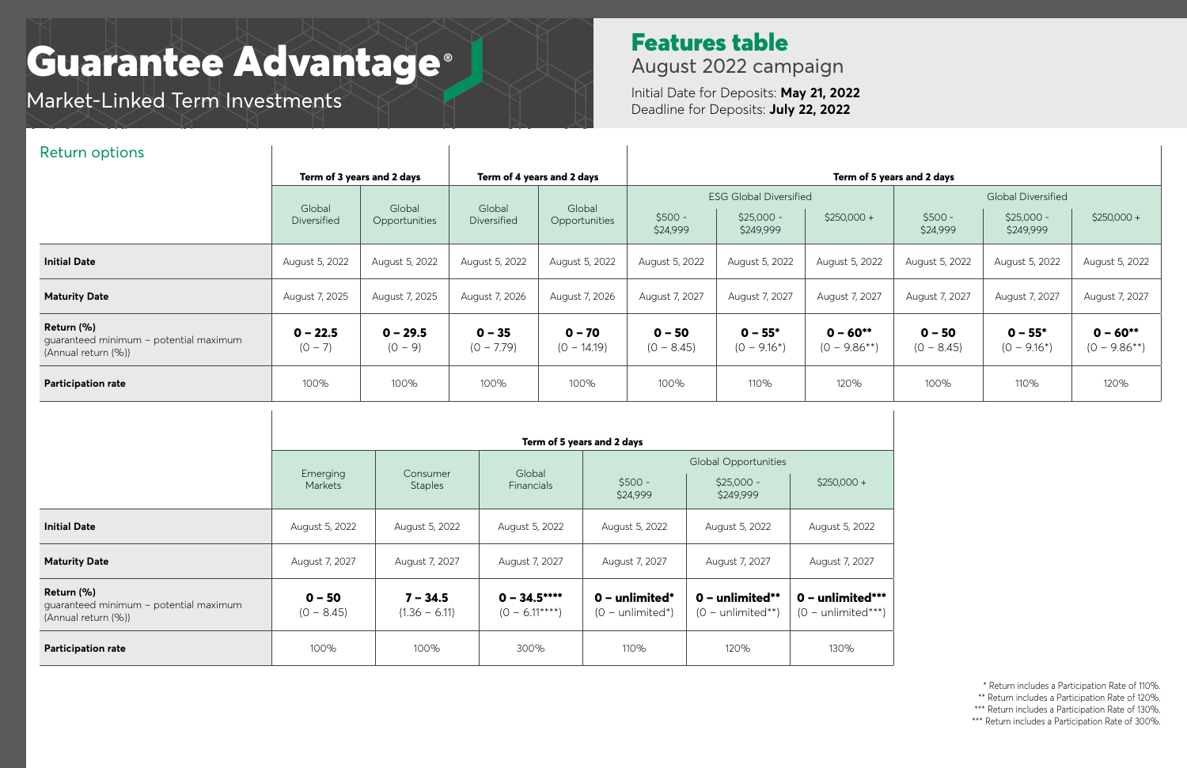# Guarantee Advantage®

Market-Linked Term Investments

## Features table

August 2022 campaign

Initial Date for Deposits: **May 21, 2022**
Deadline for Deposits: **July 22, 2022**

### Return options

| | **Term of 3 years and 2 days** | | **Term of 4 years and 2 days** | | **Term of 5 years and 2 days** | | | | | |
|---|---|---|---|---|---|---|---|---|---|---|
| | Global Diversified | Global Opportunities | Global Diversified | Global Opportunities | ESG Global Diversified | | | Global Diversified | | |
| | | | | | $500 - $24,999 | $25,000 - $249,999 | $250,000 + | $500 - $24,999 | $25,000 - $249,999 | $250,000 + |
| **Initial Date** | August 5, 2022 | August 5, 2022 | August 5, 2022 | August 5, 2022 | August 5, 2022 | August 5, 2022 | August 5, 2022 | August 5, 2022 | August 5, 2022 | August 5, 2022 |
| **Maturity Date** | August 7, 2025 | August 7, 2025 | August 7, 2026 | August 7, 2026 | August 7, 2027 | August 7, 2027 | August 7, 2027 | August 7, 2027 | August 7, 2027 | August 7, 2027 |
| **Return (%)** guaranteed minimum – potential maximum (Annual return (%)) | **0 – 22.5** (0 – 7) | **0 – 29.5** (0 – 9) | **0 – 35** (0 – 7.79) | **0 – 70** (0 – 14.19) | **0 – 50** (0 – 8.45) | **0 – 55*** (0 – 9.16*) | **0 – 60**** (0 – 9.86**) | **0 – 50** (0 – 8.45) | **0 – 55*** (0 – 9.16*) | **0 – 60**** (0 – 9.86**) |
| **Participation rate** | 100% | 100% | 100% | 100% | 100% | 110% | 120% | 100% | 110% | 120% |

| | **Term of 5 years and 2 days** | | | | | |
|---|---|---|---|---|---|---|
| | Emerging Markets | Consumer Staples | Global Financials | Global Opportunities | | |
| | | | | $500 - $24,999 | $25,000 - $249,999 | $250,000 + |
| **Initial Date** | August 5, 2022 | August 5, 2022 | August 5, 2022 | August 5, 2022 | August 5, 2022 | August 5, 2022 |
| **Maturity Date** | August 7, 2027 | August 7, 2027 | August 7, 2027 | August 7, 2027 | August 7, 2027 | August 7, 2027 |
| **Return (%)** guaranteed minimum – potential maximum (Annual return (%)) | **0 – 50** (0 – 8.45) | **7 – 34.5** (1.36 – 6.11) | **0 – 34.5****** (0 – 6.11****) | **0 – unlimited*** (0 – unlimited*) | **0 – unlimited**** (0 – unlimited**) | **0 – unlimited***** (0 – unlimited***) |
| **Participation rate** | 100% | 100% | 300% | 110% | 120% | 130% |

\* Return includes a Participation Rate of 110%.
** Return includes a Participation Rate of 120%.
*** Return includes a Participation Rate of 130%.
*** Return includes a Participation Rate of 300%.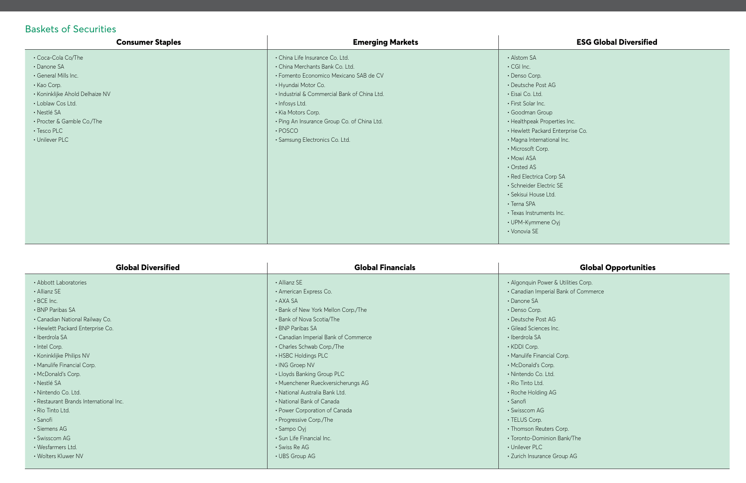## Baskets of Securities

### Consumer Staples

- Coca-Cola Co/The
- Danone SA
- General Mills Inc.
- Kao Corp.
- Koninklijke Ahold Delhaize NV
- Loblaw Cos Ltd.
- Nestlé SA
- Procter & Gamble Co./The
- Tesco PLC
- Unilever PLC

### Emerging Markets

- China Life Insurance Co. Ltd.
- China Merchants Bank Co. Ltd.
- Fomento Economico Mexicano SAB de CV
- Hyundai Motor Co.
- Industrial & Commercial Bank of China Ltd.
- Infosys Ltd.
- Kia Motors Corp.
- Ping An Insurance Group Co. of China Ltd.
- POSCO
- Samsung Electronics Co. Ltd.

### ESG Global Diversified

- Alstom SA
- CGI Inc.
- Denso Corp.
- Deutsche Post AG
- Eisai Co. Ltd.
- First Solar Inc.
- Goodman Group
- Healthpeak Properties Inc.
- Hewlett Packard Enterprise Co.
- Magna International Inc.
- Microsoft Corp.
- Mowi ASA
- Orsted AS
- Red Electrica Corp SA
- Schneider Electric SE
- Sekisui House Ltd.
- Terna SPA
- Texas Instruments Inc.
- UPM-Kymmene Oyj
- Vonovia SE

### Global Diversified

- Abbott Laboratories
- Allianz SE
- BCE Inc.
- BNP Paribas SA
- Canadian National Railway Co.
- Hewlett Packard Enterprise Co.
- Iberdrola SA
- Intel Corp.
- Koninklijke Philips NV
- Manulife Financial Corp.
- McDonald's Corp.
- Nestlé SA
- Nintendo Co. Ltd.
- Restaurant Brands International Inc.
- Rio Tinto Ltd.
- Sanofi
- Siemens AG
- Swisscom AG
- Wesfarmers Ltd.
- Wolters Kluwer NV

### Global Financials

- Allianz SE
- American Express Co.
- AXA SA
- Bank of New York Mellon Corp./The
- Bank of Nova Scotia/The
- BNP Paribas SA
- Canadian Imperial Bank of Commerce
- Charles Schwab Corp./The
- HSBC Holdings PLC
- ING Groep NV
- Lloyds Banking Group PLC
- Muenchener Rueckversicherungs AG
- National Australia Bank Ltd.
- National Bank of Canada
- Power Corporation of Canada
- Progressive Corp./The
- Sampo Oyj
- Sun Life Financial Inc.
- Swiss Re AG
- UBS Group AG

### Global Opportunities

- Algonquin Power & Utilities Corp.
- Canadian Imperial Bank of Commerce
- Danone SA
- Denso Corp.
- Deutsche Post AG
- Gilead Sciences Inc.
- Iberdrola SA
- KDDI Corp.
- Manulife Financial Corp.
- McDonald's Corp.
- Nintendo Co. Ltd.
- Rio Tinto Ltd.
- Roche Holding AG
- Sanofi
- Swisscom AG
- TELUS Corp.
- Thomson Reuters Corp.
- Toronto-Dominion Bank/The
- Unilever PLC
- Zurich Insurance Group AG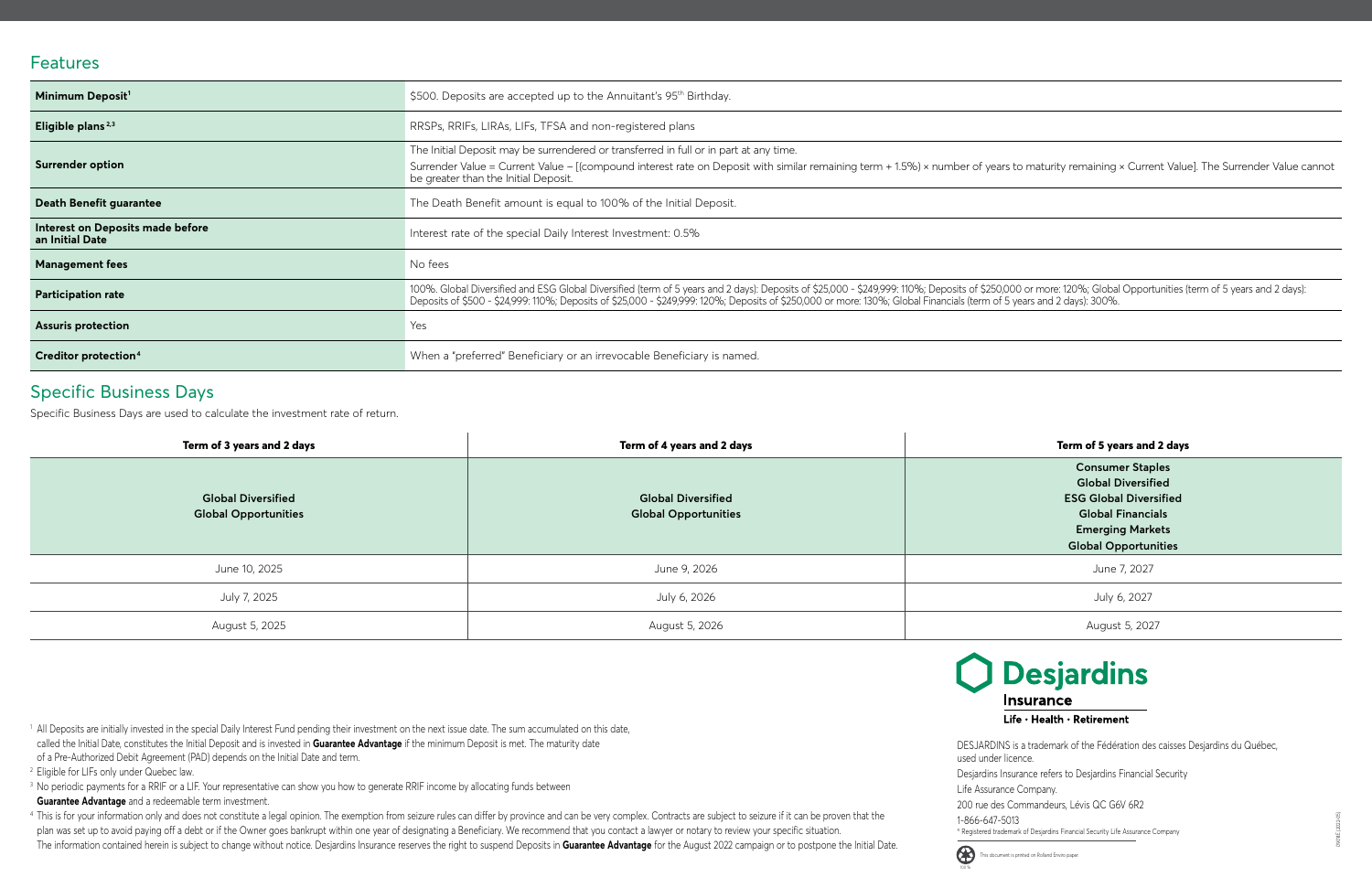## Features

| | |
|---|---|
| **Minimum Deposit**[1] | $500. Deposits are accepted up to the Annuitant's 95th Birthday. |
| **Eligible plans**[2,3] | RRSPs, RRIFs, LIRAs, LIFs, TFSA and non-registered plans |
| **Surrender option** | The Initial Deposit may be surrendered or transferred in full or in part at any time. Surrender Value = Current Value – [(compound interest rate on Deposit with similar remaining term + 1.5%) × number of years to maturity remaining × Current Value]. The Surrender Value cannot be greater than the Initial Deposit. |
| **Death Benefit guarantee** | The Death Benefit amount is equal to 100% of the Initial Deposit. |
| **Interest on Deposits made before an Initial Date** | Interest rate of the special Daily Interest Investment: 0.5% |
| **Management fees** | No fees |
| **Participation rate** | 100%. Global Diversified and ESG Global Diversified (term of 5 years and 2 days): Deposits of $25,000 - $249,999: 110%; Deposits of $250,000 or more: 120%; Global Opportunities (term of 5 years and 2 days): Deposits of $500 - $24,999: 110%; Deposits of $25,000 - $249,999: 120%; Deposits of $250,000 or more: 130%; Global Financials (term of 5 years and 2 days): 300%. |
| **Assuris protection** | Yes |
| **Creditor protection**[4] | When a "preferred" Beneficiary or an irrevocable Beneficiary is named. |

## Specific Business Days

Specific Business Days are used to calculate the investment rate of return.

| Term of 3 years and 2 days | Term of 4 years and 2 days | Term of 5 years and 2 days |
|---|---|---|
| **Global Diversified**<br>**Global Opportunities** | **Global Diversified**<br>**Global Opportunities** | **Consumer Staples**<br>**Global Diversified**<br>**ESG Global Diversified**<br>**Global Financials**<br>**Emerging Markets**<br>**Global Opportunities** |
| June 10, 2025 | June 9, 2026 | June 7, 2027 |
| July 7, 2025 | July 6, 2026 | July 6, 2027 |
| August 5, 2025 | August 5, 2026 | August 5, 2027 |

[1] All Deposits are initially invested in the special Daily Interest Fund pending their investment on the next issue date. The sum accumulated on this date, called the Initial Date, constitutes the Initial Deposit and is invested in **Guarantee Advantage** if the minimum Deposit is met. The maturity date of a Pre-Authorized Debit Agreement (PAD) depends on the Initial Date and term.

[2] Eligible for LIFs only under Quebec law.

[3] No periodic payments for a RRIF or a LIF. Your representative can show you how to generate RRIF income by allocating funds between **Guarantee Advantage** and a redeemable term investment.

[4] This is for your information only and does not constitute a legal opinion. The exemption from seizure rules can differ by province and can be very complex. Contracts are subject to seizure if it can be proven that the plan was set up to avoid paying off a debt or if the Owner goes bankrupt within one year of designating a Beneficiary. We recommend that you contact a lawyer or notary to review your specific situation.

The information contained herein is subject to change without notice. Desjardins Insurance reserves the right to suspend Deposits in **Guarantee Advantage** for the August 2022 campaign or to postpone the Initial Date.

**Desjardins Insurance**
Life · Health · Retirement

DESJARDINS is a trademark of the Fédération des caisses Desjardins du Québec, used under licence.

Desjardins Insurance refers to Desjardins Financial Security Life Assurance Company.

200 rue des Commandeurs, Lévis QC G6V 6R2

1-866-647-5013

® Registered trademark of Desjardins Financial Security Life Assurance Company

This document is printed on Rolland Enviro paper